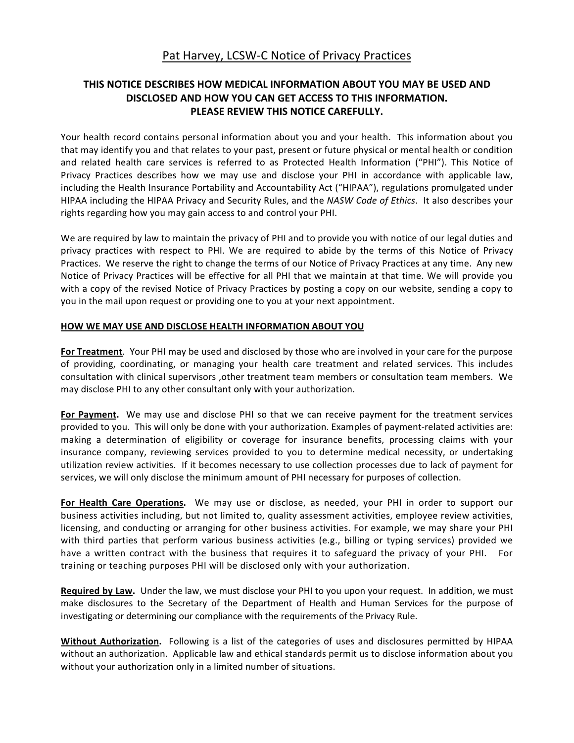# Pat Harvey, LCSW-C Notice of Privacy Practices

**THIS NOTICE DESCRIBES HOW MEDICAL INFORMATION ABOUT YOU MAY BE USED AND DISCLOSED AND HOW YOU CAN GET ACCESS TO THIS INFORMATION. PLEASE REVIEW THIS NOTICE CAREFULLY.**

Your health record contains personal information about you and your health. This information about you that may identify you and that relates to your past, present or future physical or mental health or condition and related health care services is referred to as Protected Health Information ("PHI"). This Notice of Privacy Practices describes how we may use and disclose your PHI in accordance with applicable law, including the Health Insurance Portability and Accountability Act ("HIPAA"), regulations promulgated under HIPAA including the HIPAA Privacy and Security Rules, and the *NASW Code of Ethics*. It also describes your rights regarding how you may gain access to and control your PHI.

We are required by law to maintain the privacy of PHI and to provide you with notice of our legal duties and privacy practices with respect to PHI. We are required to abide by the terms of this Notice of Privacy Practices. We reserve the right to change the terms of our Notice of Privacy Practices at any time. Any new Notice of Privacy Practices will be effective for all PHI that we maintain at that time. We will provide you with a copy of the revised Notice of Privacy Practices by posting a copy on our website, sending a copy to you in the mail upon request or providing one to you at your next appointment.

## HOW WE MAY USE AND DISCLOSE HEALTH INFORMATION ABOUT YOU

**For Treatment**. Your PHI may be used and disclosed by those who are involved in your care for the purpose of providing, coordinating, or managing your health care treatment and related services. This includes consultation with clinical supervisors ,other treatment team members or consultation team members. We may disclose PHI to any other consultant only with your authorization.

**For Payment.** We may use and disclose PHI so that we can receive payment for the treatment services provided to you. This will only be done with your authorization. Examples of payment-related activities are: making a determination of eligibility or coverage for insurance benefits, processing claims with your insurance company, reviewing services provided to you to determine medical necessity, or undertaking utilization review activities. If it becomes necessary to use collection processes due to lack of payment for services, we will only disclose the minimum amount of PHI necessary for purposes of collection.

**For Health Care Operations.** We may use or disclose, as needed, your PHI in order to support our business activities including, but not limited to, quality assessment activities, employee review activities, licensing, and conducting or arranging for other business activities. For example, we may share your PHI with third parties that perform various business activities (e.g., billing or typing services) provided we have a written contract with the business that requires it to safeguard the privacy of your PHI. For training or teaching purposes PHI will be disclosed only with your authorization.

**Required by Law.** Under the law, we must disclose your PHI to you upon your request. In addition, we must make disclosures to the Secretary of the Department of Health and Human Services for the purpose of investigating or determining our compliance with the requirements of the Privacy Rule.

**Without Authorization.** Following is a list of the categories of uses and disclosures permitted by HIPAA without an authorization. Applicable law and ethical standards permit us to disclose information about you without your authorization only in a limited number of situations.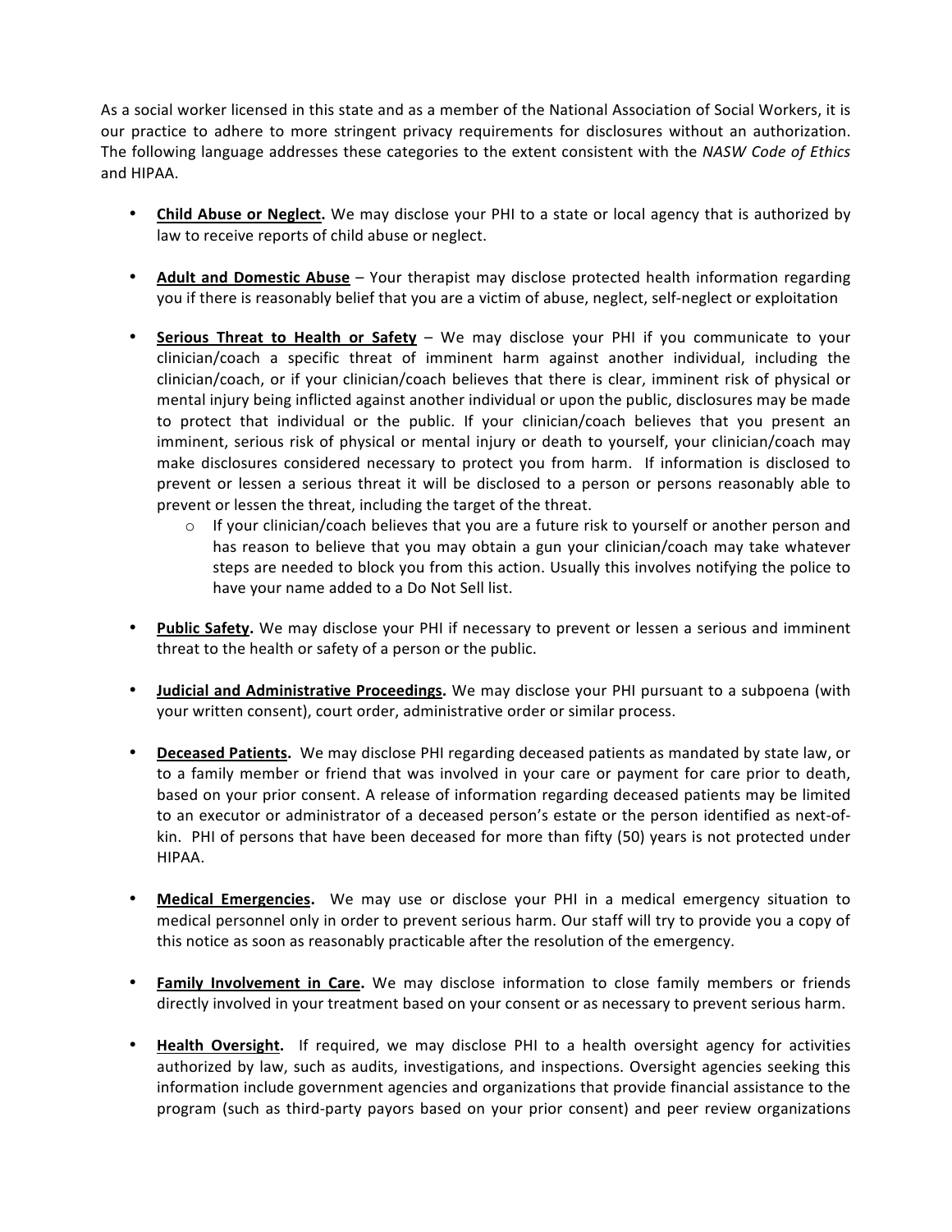As a social worker licensed in this state and as a member of the National Association of Social Workers, it is our practice to adhere to more stringent privacy requirements for disclosures without an authorization. The following language addresses these categories to the extent consistent with the *NASW Code of Ethics* and HIPAA.

- **Child Abuse or Neglect.** We may disclose your PHI to a state or local agency that is authorized by law to receive reports of child abuse or neglect.
- **Adult and Domestic Abuse** – Your therapist may disclose protected health information regarding you if there is reasonably belief that you are a victim of abuse, neglect, self-neglect or exploitation
- **Serious Threat to Health or Safety** – We may disclose your PHI if you communicate to your clinician/coach a specific threat of imminent harm against another individual, including the clinician/coach, or if your clinician/coach believes that there is clear, imminent risk of physical or mental injury being inflicted against another individual or upon the public, disclosures may be made to protect that individual or the public. If your clinician/coach believes that you present an imminent, serious risk of physical or mental injury or death to yourself, your clinician/coach may make disclosures considered necessary to protect you from harm. If information is disclosed to prevent or lessen a serious threat it will be disclosed to a person or persons reasonably able to prevent or lessen the threat, including the target of the threat.
  - If your clinician/coach believes that you are a future risk to yourself or another person and has reason to believe that you may obtain a gun your clinician/coach may take whatever steps are needed to block you from this action. Usually this involves notifying the police to have your name added to a Do Not Sell list.
- **Public Safety.** We may disclose your PHI if necessary to prevent or lessen a serious and imminent threat to the health or safety of a person or the public.
- **Judicial and Administrative Proceedings.** We may disclose your PHI pursuant to a subpoena (with your written consent), court order, administrative order or similar process.
- **Deceased Patients.** We may disclose PHI regarding deceased patients as mandated by state law, or to a family member or friend that was involved in your care or payment for care prior to death, based on your prior consent. A release of information regarding deceased patients may be limited to an executor or administrator of a deceased person's estate or the person identified as next-of-kin. PHI of persons that have been deceased for more than fifty (50) years is not protected under HIPAA.
- **Medical Emergencies.** We may use or disclose your PHI in a medical emergency situation to medical personnel only in order to prevent serious harm. Our staff will try to provide you a copy of this notice as soon as reasonably practicable after the resolution of the emergency.
- **Family Involvement in Care.** We may disclose information to close family members or friends directly involved in your treatment based on your consent or as necessary to prevent serious harm.
- **Health Oversight.** If required, we may disclose PHI to a health oversight agency for activities authorized by law, such as audits, investigations, and inspections. Oversight agencies seeking this information include government agencies and organizations that provide financial assistance to the program (such as third-party payors based on your prior consent) and peer review organizations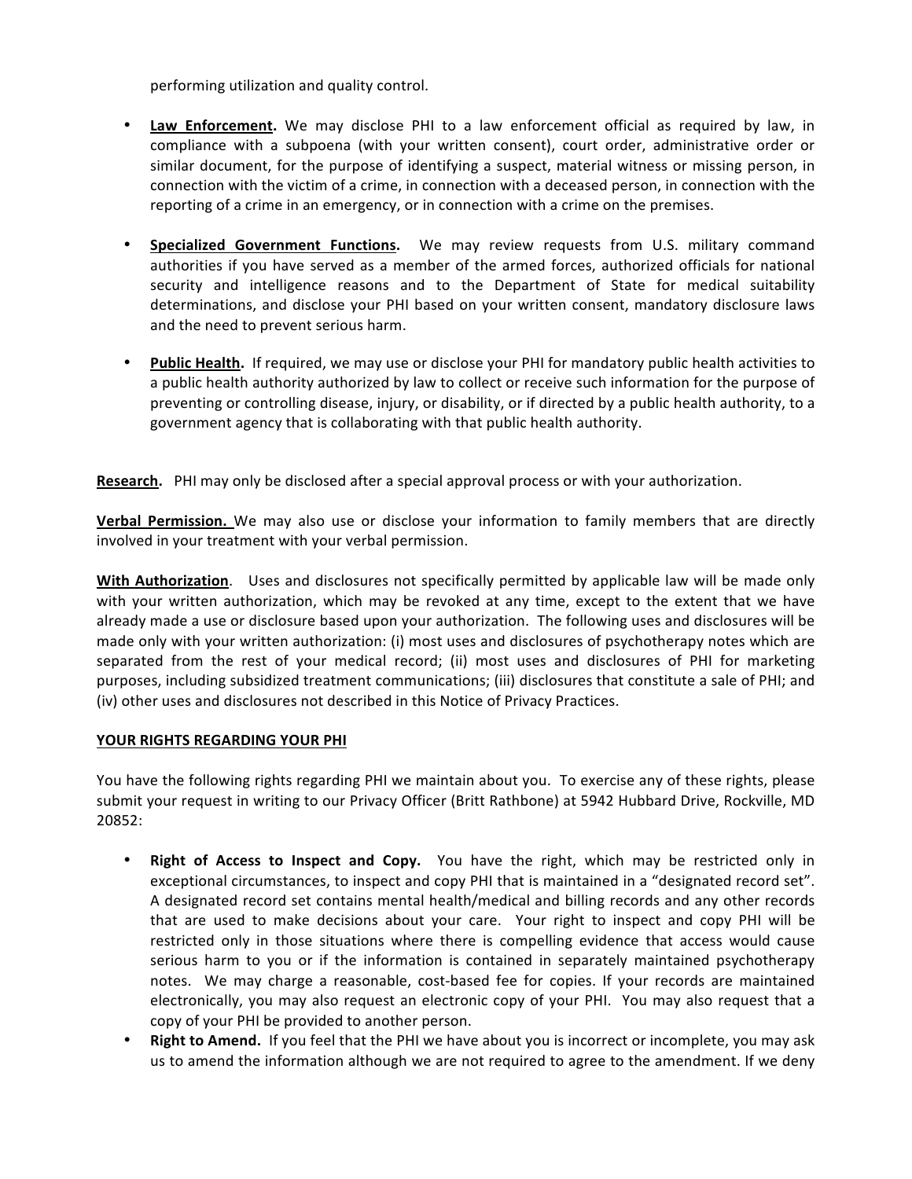performing utilization and quality control.

- **Law Enforcement.** We may disclose PHI to a law enforcement official as required by law, in compliance with a subpoena (with your written consent), court order, administrative order or similar document, for the purpose of identifying a suspect, material witness or missing person, in connection with the victim of a crime, in connection with a deceased person, in connection with the reporting of a crime in an emergency, or in connection with a crime on the premises.

- **Specialized Government Functions.** We may review requests from U.S. military command authorities if you have served as a member of the armed forces, authorized officials for national security and intelligence reasons and to the Department of State for medical suitability determinations, and disclose your PHI based on your written consent, mandatory disclosure laws and the need to prevent serious harm.

- **Public Health.** If required, we may use or disclose your PHI for mandatory public health activities to a public health authority authorized by law to collect or receive such information for the purpose of preventing or controlling disease, injury, or disability, or if directed by a public health authority, to a government agency that is collaborating with that public health authority.

**Research.** PHI may only be disclosed after a special approval process or with your authorization.

**Verbal Permission.** We may also use or disclose your information to family members that are directly involved in your treatment with your verbal permission.

**With Authorization**. Uses and disclosures not specifically permitted by applicable law will be made only with your written authorization, which may be revoked at any time, except to the extent that we have already made a use or disclosure based upon your authorization. The following uses and disclosures will be made only with your written authorization: (i) most uses and disclosures of psychotherapy notes which are separated from the rest of your medical record; (ii) most uses and disclosures of PHI for marketing purposes, including subsidized treatment communications; (iii) disclosures that constitute a sale of PHI; and (iv) other uses and disclosures not described in this Notice of Privacy Practices.

**YOUR RIGHTS REGARDING YOUR PHI**

You have the following rights regarding PHI we maintain about you. To exercise any of these rights, please submit your request in writing to our Privacy Officer (Britt Rathbone) at 5942 Hubbard Drive, Rockville, MD 20852:

- **Right of Access to Inspect and Copy.** You have the right, which may be restricted only in exceptional circumstances, to inspect and copy PHI that is maintained in a "designated record set". A designated record set contains mental health/medical and billing records and any other records that are used to make decisions about your care. Your right to inspect and copy PHI will be restricted only in those situations where there is compelling evidence that access would cause serious harm to you or if the information is contained in separately maintained psychotherapy notes. We may charge a reasonable, cost-based fee for copies. If your records are maintained electronically, you may also request an electronic copy of your PHI. You may also request that a copy of your PHI be provided to another person.
- **Right to Amend.** If you feel that the PHI we have about you is incorrect or incomplete, you may ask us to amend the information although we are not required to agree to the amendment. If we deny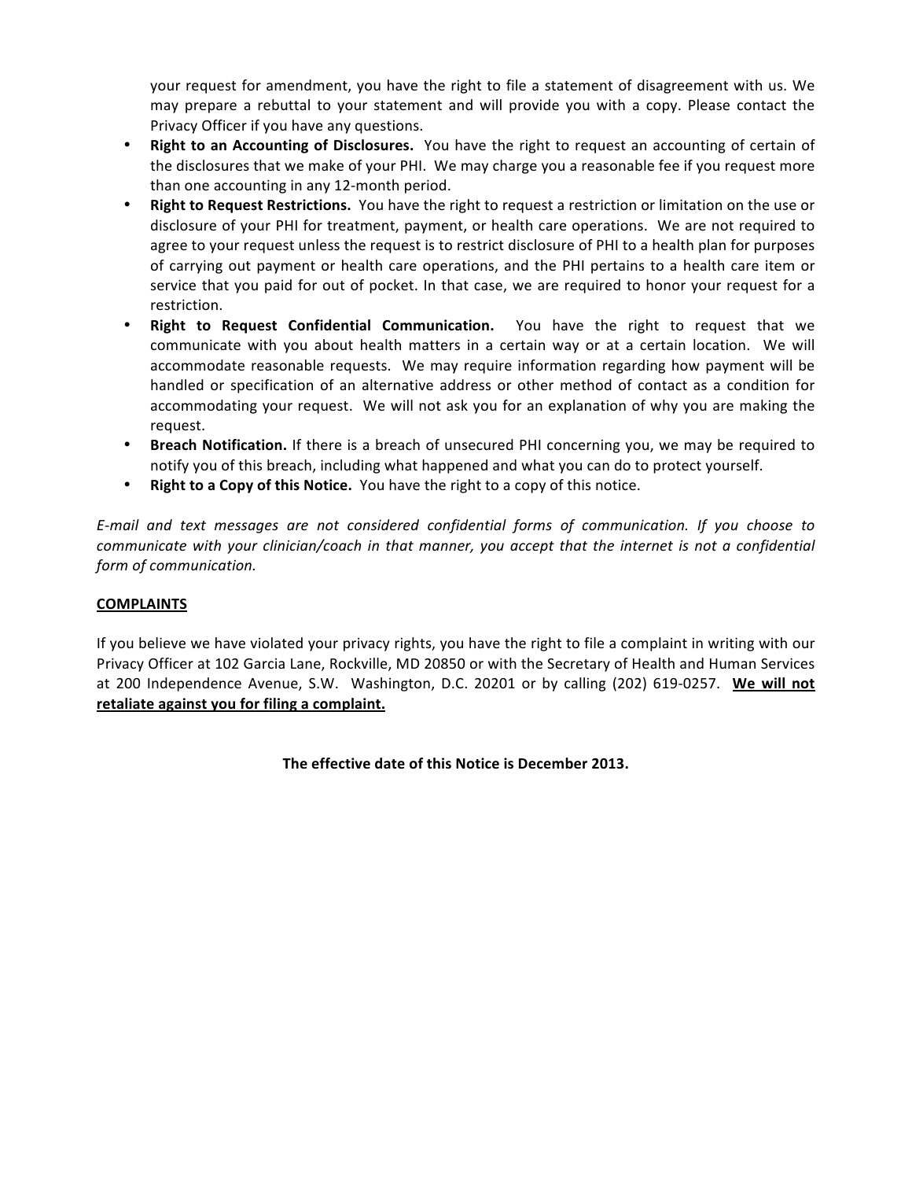your request for amendment, you have the right to file a statement of disagreement with us. We may prepare a rebuttal to your statement and will provide you with a copy. Please contact the Privacy Officer if you have any questions.

- **Right to an Accounting of Disclosures.** You have the right to request an accounting of certain of the disclosures that we make of your PHI. We may charge you a reasonable fee if you request more than one accounting in any 12-month period.
- **Right to Request Restrictions.** You have the right to request a restriction or limitation on the use or disclosure of your PHI for treatment, payment, or health care operations. We are not required to agree to your request unless the request is to restrict disclosure of PHI to a health plan for purposes of carrying out payment or health care operations, and the PHI pertains to a health care item or service that you paid for out of pocket. In that case, we are required to honor your request for a restriction.
- **Right to Request Confidential Communication.** You have the right to request that we communicate with you about health matters in a certain way or at a certain location. We will accommodate reasonable requests. We may require information regarding how payment will be handled or specification of an alternative address or other method of contact as a condition for accommodating your request. We will not ask you for an explanation of why you are making the request.
- **Breach Notification.** If there is a breach of unsecured PHI concerning you, we may be required to notify you of this breach, including what happened and what you can do to protect yourself.
- **Right to a Copy of this Notice.** You have the right to a copy of this notice.

*E-mail and text messages are not considered confidential forms of communication. If you choose to communicate with your clinician/coach in that manner, you accept that the internet is not a confidential form of communication.*

**<u>COMPLAINTS</u>**

If you believe we have violated your privacy rights, you have the right to file a complaint in writing with our Privacy Officer at 102 Garcia Lane, Rockville, MD 20850 or with the Secretary of Health and Human Services at 200 Independence Avenue, S.W. Washington, D.C. 20201 or by calling (202) 619-0257. **<u>We will not retaliate against you for filing a complaint.</u>**

**The effective date of this Notice is December 2013.**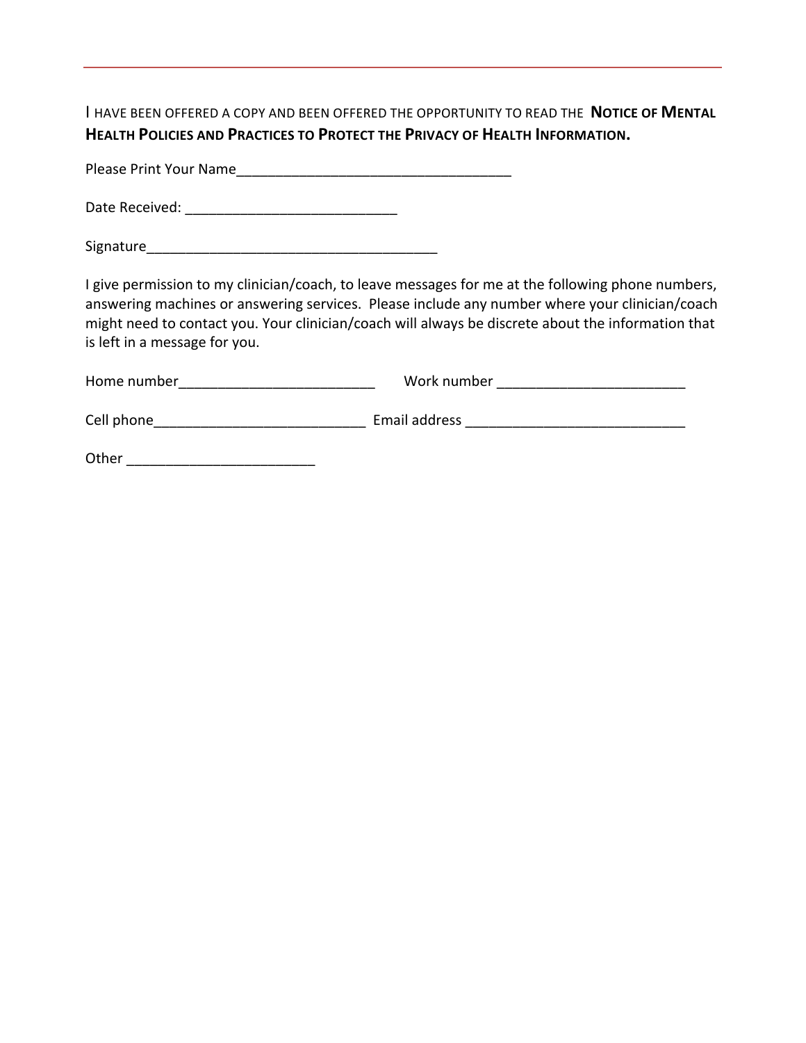I HAVE BEEN OFFERED A COPY AND BEEN OFFERED THE OPPORTUNITY TO READ THE **NOTICE OF MENTAL HEALTH POLICIES AND PRACTICES TO PROTECT THE PRIVACY OF HEALTH INFORMATION.**

Please Print Your Name___________________________________

Date Received: __________________________

Signature_____________________________________

I give permission to my clinician/coach, to leave messages for me at the following phone numbers, answering machines or answering services. Please include any number where your clinician/coach might need to contact you. Your clinician/coach will always be discrete about the information that is left in a message for you.

Home number________________________ Work number _______________________

Cell phone__________________________ Email address ___________________________

Other _______________________